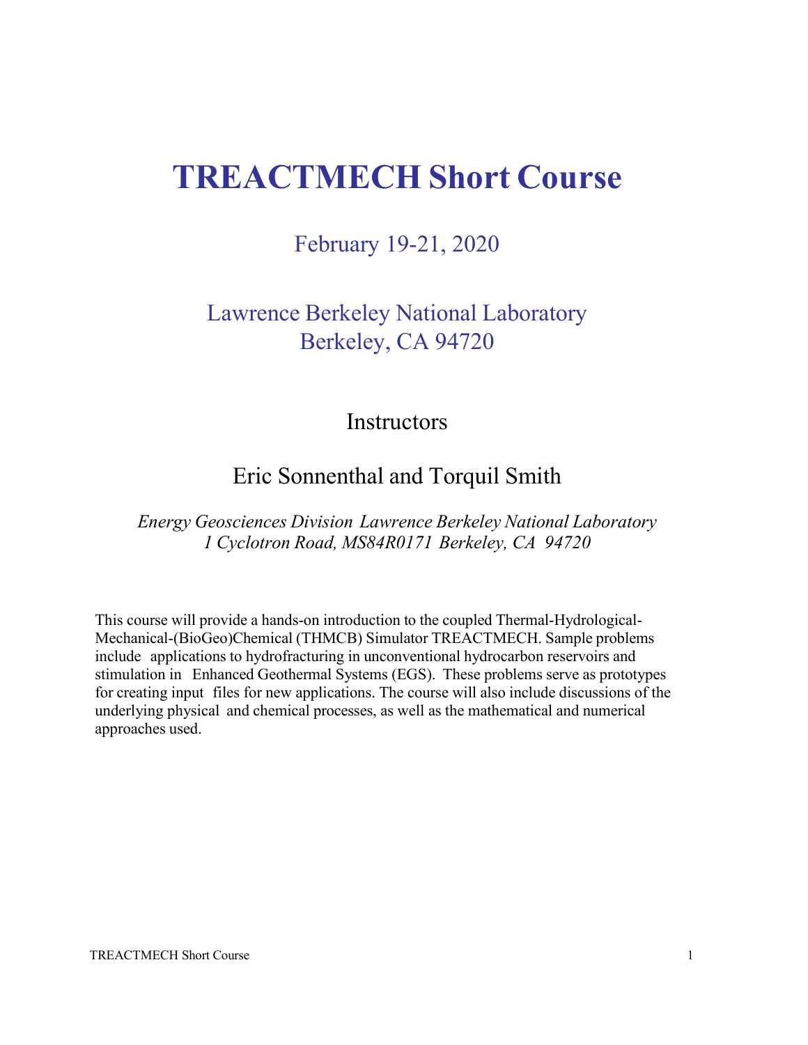# TREACTMECH Short Course

## February 19-21, 2020

## Lawrence Berkeley National Laboratory
## Berkeley, CA 94720

### Instructors

### Eric Sonnenthal and Torquil Smith

*Energy Geosciences Division Lawrence Berkeley National Laboratory*
*1 Cyclotron Road, MS84R0171 Berkeley, CA 94720*

This course will provide a hands-on introduction to the coupled Thermal-Hydrological-Mechanical-(BioGeo)Chemical (THMCB) Simulator TREACTMECH. Sample problems include applications to hydrofracturing in unconventional hydrocarbon reservoirs and stimulation in Enhanced Geothermal Systems (EGS). These problems serve as prototypes for creating input files for new applications. The course will also include discussions of the underlying physical and chemical processes, as well as the mathematical and numerical approaches used.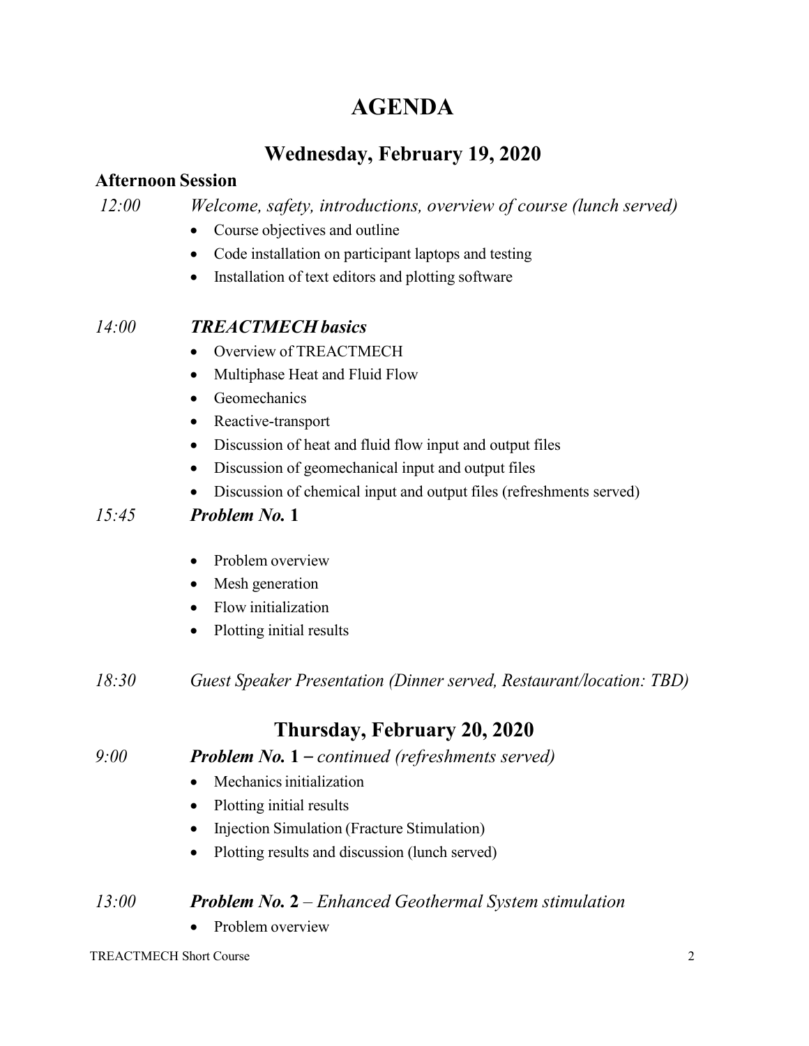# AGENDA

## Wednesday, February 19, 2020

### Afternoon Session

*12:00* *Welcome, safety, introductions, overview of course (lunch served)*

- Course objectives and outline
- Code installation on participant laptops and testing
- Installation of text editors and plotting software

*14:00* ***TREACTMECH basics***

- Overview of TREACTMECH
- Multiphase Heat and Fluid Flow
- Geomechanics
- Reactive-transport
- Discussion of heat and fluid flow input and output files
- Discussion of geomechanical input and output files
- Discussion of chemical input and output files (refreshments served)

*15:45* ***Problem No.* 1**

- Problem overview
- Mesh generation
- Flow initialization
- Plotting initial results

*18:30* *Guest Speaker Presentation (Dinner served, Restaurant/location: TBD)*

## Thursday, February 20, 2020

*9:00* ***Problem No.* 1** – *continued (refreshments served)*

- Mechanics initialization
- Plotting initial results
- Injection Simulation (Fracture Stimulation)
- Plotting results and discussion (lunch served)

*13:00* ***Problem No.* 2** – *Enhanced Geothermal System stimulation*

- Problem overview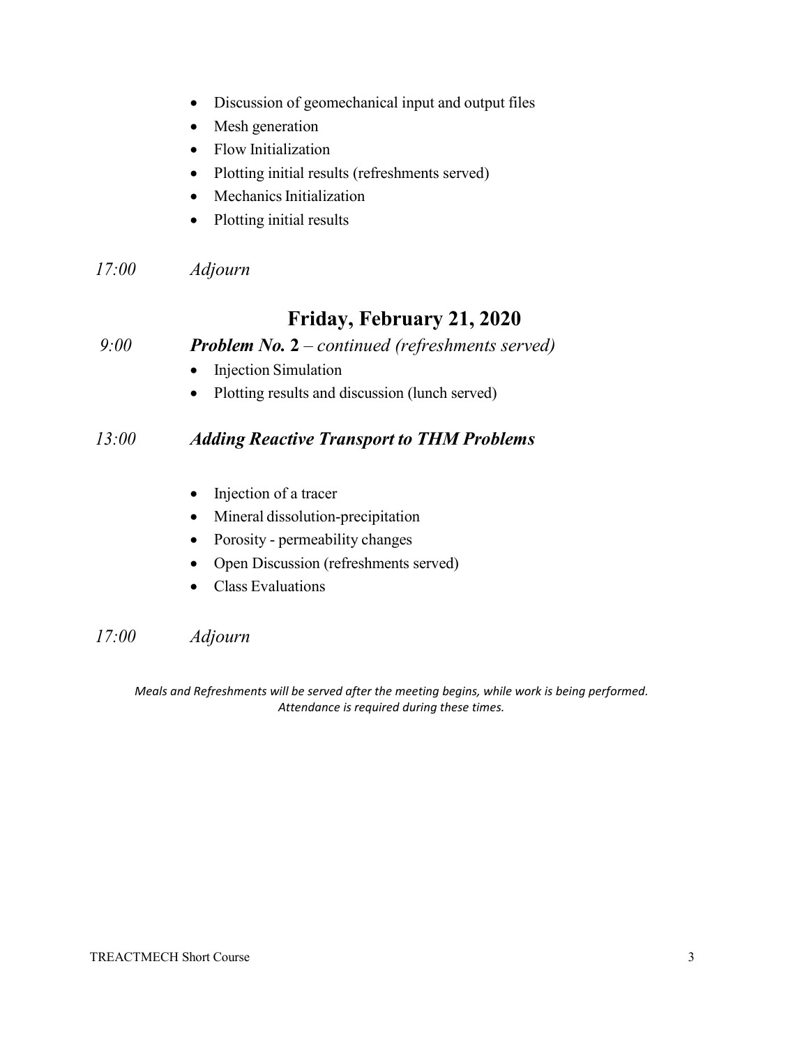- Discussion of geomechanical input and output files
- Mesh generation
- Flow Initialization
- Plotting initial results (refreshments served)
- Mechanics Initialization
- Plotting initial results

*17:00* *Adjourn*

## Friday, February 21, 2020

*9:00* ***Problem No.* 2** *– continued (refreshments served)*

- Injection Simulation
- Plotting results and discussion (lunch served)

*13:00* ***Adding Reactive Transport to THM Problems***

- Injection of a tracer
- Mineral dissolution-precipitation
- Porosity - permeability changes
- Open Discussion (refreshments served)
- Class Evaluations

*17:00* *Adjourn*

*Meals and Refreshments will be served after the meeting begins, while work is being performed. Attendance is required during these times.*